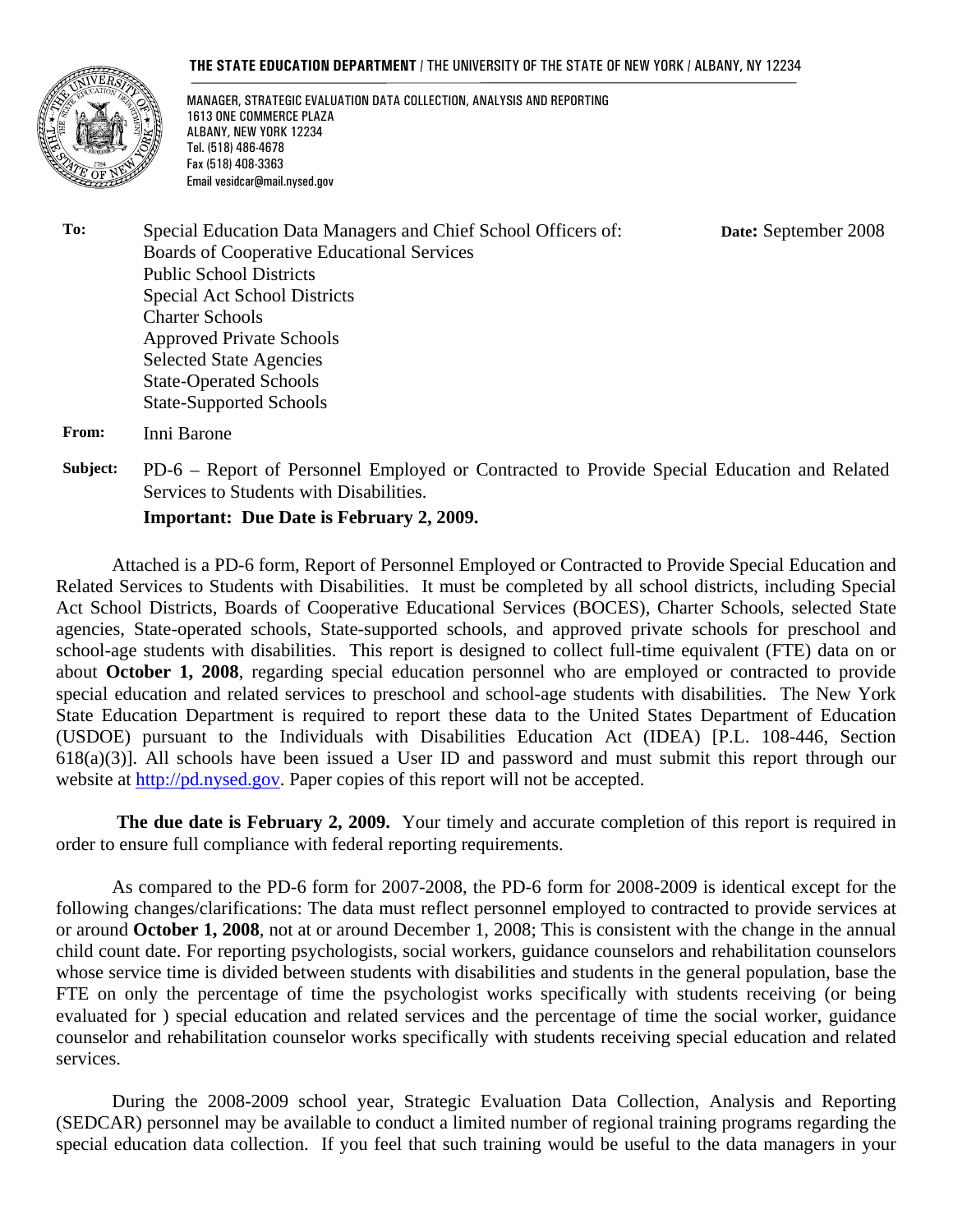**THE STATE EDUCATION DEPARTMENT** / THE UNIVERSITY OF THE STATE OF NEW YORK / ALBANY, NY 12234

MANAGER, STRATEGIC EVALUATION DATA COLLECTION, ANALYSIS AND REPORTING
1613 ONE COMMERCE PLAZA
ALBANY, NEW YORK 12234
Tel. (518) 486-4678
Fax (518) 408-3363
Email vesidcar@mail.nysed.gov

**To:** Special Education Data Managers and Chief School Officers of:
Boards of Cooperative Educational Services
Public School Districts
Special Act School Districts
Charter Schools
Approved Private Schools
Selected State Agencies
State-Operated Schools
State-Supported Schools

**Date:** September 2008

**From:** Inni Barone

**Subject:** PD-6 – Report of Personnel Employed or Contracted to Provide Special Education and Related Services to Students with Disabilities.
**Important: Due Date is February 2, 2009.**

Attached is a PD-6 form, Report of Personnel Employed or Contracted to Provide Special Education and Related Services to Students with Disabilities. It must be completed by all school districts, including Special Act School Districts, Boards of Cooperative Educational Services (BOCES), Charter Schools, selected State agencies, State-operated schools, State-supported schools, and approved private schools for preschool and school-age students with disabilities. This report is designed to collect full-time equivalent (FTE) data on or about **October 1, 2008**, regarding special education personnel who are employed or contracted to provide special education and related services to preschool and school-age students with disabilities. The New York State Education Department is required to report these data to the United States Department of Education (USDOE) pursuant to the Individuals with Disabilities Education Act (IDEA) [P.L. 108-446, Section 618(a)(3)]. All schools have been issued a User ID and password and must submit this report through our website at http://pd.nysed.gov. Paper copies of this report will not be accepted.

**The due date is February 2, 2009.** Your timely and accurate completion of this report is required in order to ensure full compliance with federal reporting requirements.

As compared to the PD-6 form for 2007-2008, the PD-6 form for 2008-2009 is identical except for the following changes/clarifications: The data must reflect personnel employed to contracted to provide services at or around **October 1, 2008**, not at or around December 1, 2008; This is consistent with the change in the annual child count date. For reporting psychologists, social workers, guidance counselors and rehabilitation counselors whose service time is divided between students with disabilities and students in the general population, base the FTE on only the percentage of time the psychologist works specifically with students receiving (or being evaluated for ) special education and related services and the percentage of time the social worker, guidance counselor and rehabilitation counselor works specifically with students receiving special education and related services.

During the 2008-2009 school year, Strategic Evaluation Data Collection, Analysis and Reporting (SEDCAR) personnel may be available to conduct a limited number of regional training programs regarding the special education data collection. If you feel that such training would be useful to the data managers in your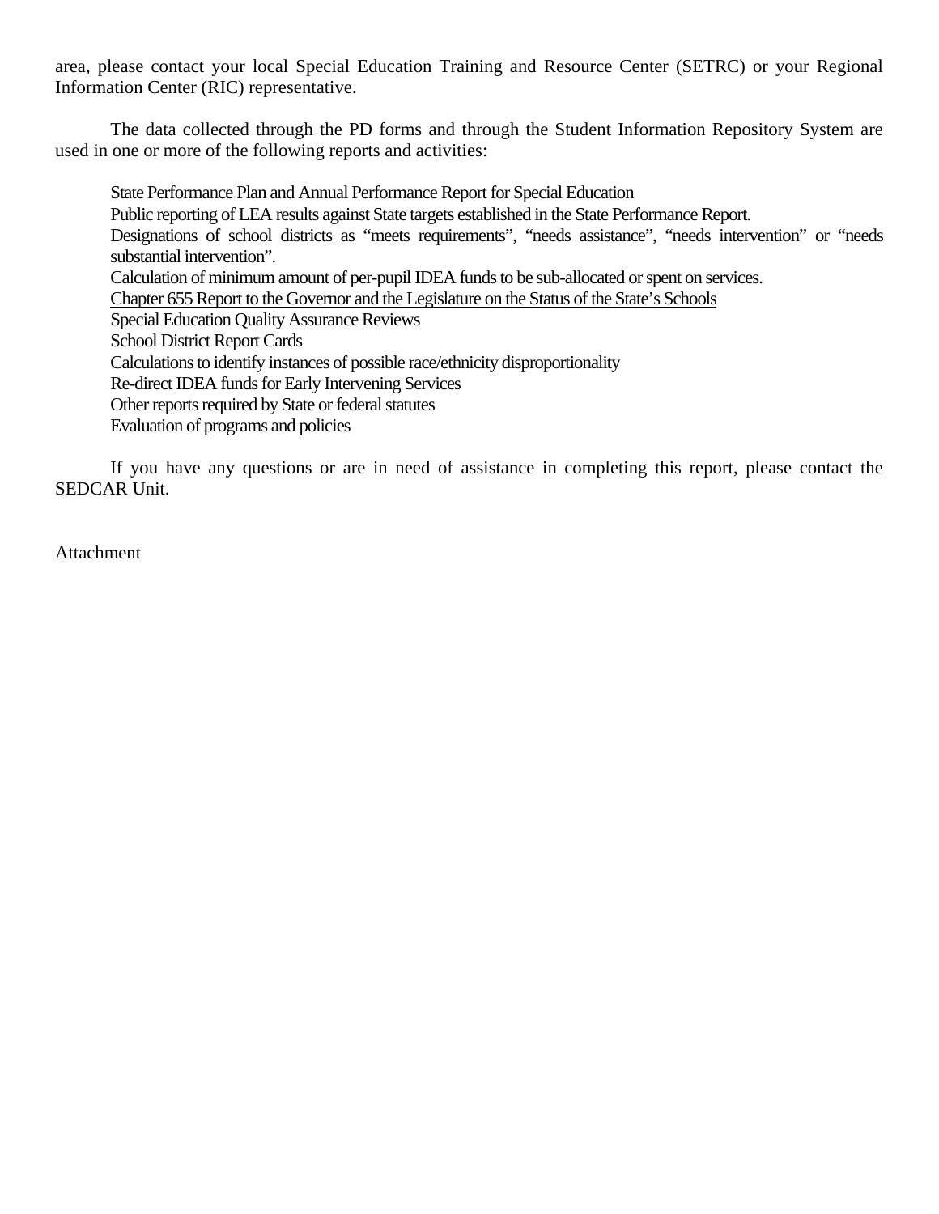area, please contact your local Special Education Training and Resource Center (SETRC) or your Regional Information Center (RIC) representative.

The data collected through the PD forms and through the Student Information Repository System are used in one or more of the following reports and activities:

- State Performance Plan and Annual Performance Report for Special Education
- Public reporting of LEA results against State targets established in the State Performance Report.
- Designations of school districts as “meets requirements”, “needs assistance”, “needs intervention” or “needs substantial intervention”.
- Calculation of minimum amount of per-pupil IDEA funds to be sub-allocated or spent on services.
- <u>Chapter 655 Report to the Governor and the Legislature on the Status of the State’s Schools</u>
- Special Education Quality Assurance Reviews
- School District Report Cards
- Calculations to identify instances of possible race/ethnicity disproportionality
- Re-direct IDEA funds for Early Intervening Services
- Other reports required by State or federal statutes
- Evaluation of programs and policies

If you have any questions or are in need of assistance in completing this report, please contact the SEDCAR Unit.

Attachment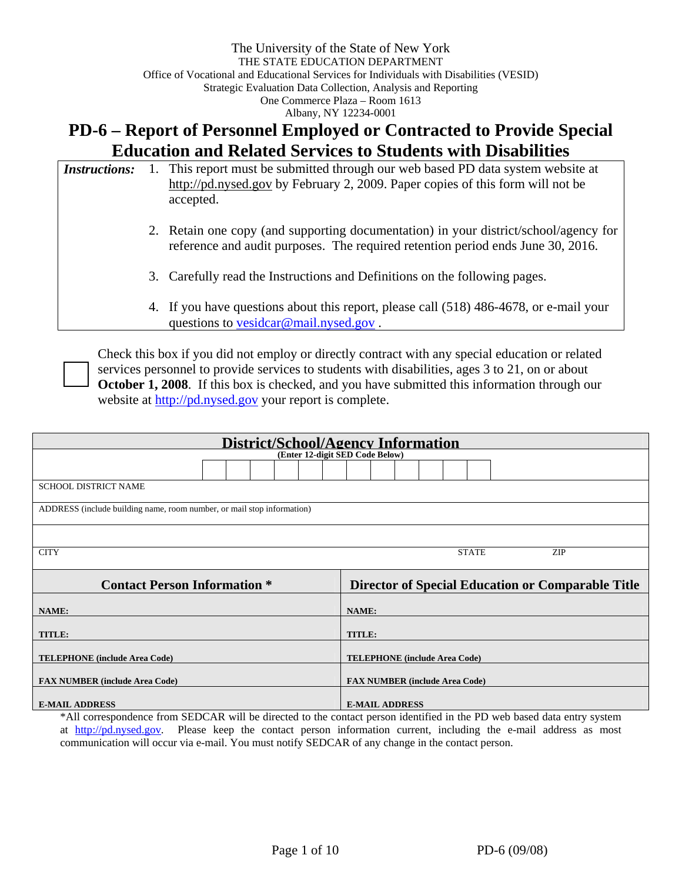The University of the State of New York
THE STATE EDUCATION DEPARTMENT
Office of Vocational and Educational Services for Individuals with Disabilities (VESID)
Strategic Evaluation Data Collection, Analysis and Reporting
One Commerce Plaza – Room 1613
Albany, NY 12234-0001

# PD-6 – Report of Personnel Employed or Contracted to Provide Special Education and Related Services to Students with Disabilities

***Instructions:***

1. This report must be submitted through our web based PD data system website at http://pd.nysed.gov by February 2, 2009. Paper copies of this form will not be accepted.
2. Retain one copy (and supporting documentation) in your district/school/agency for reference and audit purposes. The required retention period ends June 30, 2016.
3. Carefully read the Instructions and Definitions on the following pages.
4. If you have questions about this report, please call (518) 486-4678, or e-mail your questions to vesidcar@mail.nysed.gov .

☐ Check this box if you did not employ or directly contract with any special education or related services personnel to provide services to students with disabilities, ages 3 to 21, on or about **October 1, 2008**. If this box is checked, and you have submitted this information through our website at http://pd.nysed.gov your report is complete.

## District/School/Agency Information

**(Enter 12-digit SED Code Below)**

| | | | | | | | | | | | |
|---|---|---|---|---|---|---|---|---|---|---|---|
| | | | | | | | | | | | |

SCHOOL DISTRICT NAME

ADDRESS (include building name, room number, or mail stop information)

CITY | STATE | ZIP

| Contact Person Information * | Director of Special Education or Comparable Title |
|---|---|
| **NAME:** | **NAME:** |
| **TITLE:** | **TITLE:** |
| **TELEPHONE (include Area Code)** | **TELEPHONE (include Area Code)** |
| **FAX NUMBER (include Area Code)** | **FAX NUMBER (include Area Code)** |
| **E-MAIL ADDRESS** | **E-MAIL ADDRESS** |

*All correspondence from SEDCAR will be directed to the contact person identified in the PD web based data entry system at http://pd.nysed.gov. Please keep the contact person information current, including the e-mail address as most communication will occur via e-mail. You must notify SEDCAR of any change in the contact person.

PD-6 (09/08)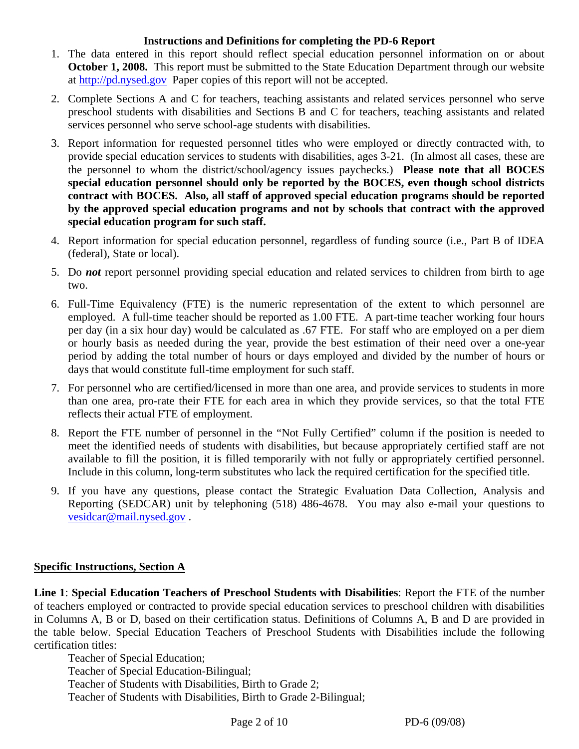## Instructions and Definitions for completing the PD-6 Report

1. The data entered in this report should reflect special education personnel information on or about **October 1, 2008.** This report must be submitted to the State Education Department through our website at http://pd.nysed.gov Paper copies of this report will not be accepted.

2. Complete Sections A and C for teachers, teaching assistants and related services personnel who serve preschool students with disabilities and Sections B and C for teachers, teaching assistants and related services personnel who serve school-age students with disabilities.

3. Report information for requested personnel titles who were employed or directly contracted with, to provide special education services to students with disabilities, ages 3-21. (In almost all cases, these are the personnel to whom the district/school/agency issues paychecks.) **Please note that all BOCES special education personnel should only be reported by the BOCES, even though school districts contract with BOCES. Also, all staff of approved special education programs should be reported by the approved special education programs and not by schools that contract with the approved special education program for such staff.**

4. Report information for special education personnel, regardless of funding source (i.e., Part B of IDEA (federal), State or local).

5. Do ***not*** report personnel providing special education and related services to children from birth to age two.

6. Full-Time Equivalency (FTE) is the numeric representation of the extent to which personnel are employed. A full-time teacher should be reported as 1.00 FTE. A part-time teacher working four hours per day (in a six hour day) would be calculated as .67 FTE. For staff who are employed on a per diem or hourly basis as needed during the year, provide the best estimation of their need over a one-year period by adding the total number of hours or days employed and divided by the number of hours or days that would constitute full-time employment for such staff.

7. For personnel who are certified/licensed in more than one area, and provide services to students in more than one area, pro-rate their FTE for each area in which they provide services, so that the total FTE reflects their actual FTE of employment.

8. Report the FTE number of personnel in the "Not Fully Certified" column if the position is needed to meet the identified needs of students with disabilities, but because appropriately certified staff are not available to fill the position, it is filled temporarily with not fully or appropriately certified personnel. Include in this column, long-term substitutes who lack the required certification for the specified title.

9. If you have any questions, please contact the Strategic Evaluation Data Collection, Analysis and Reporting (SEDCAR) unit by telephoning (518) 486-4678. You may also e-mail your questions to vesidcar@mail.nysed.gov .

### Specific Instructions, Section A

**Line 1**: **Special Education Teachers of Preschool Students with Disabilities**: Report the FTE of the number of teachers employed or contracted to provide special education services to preschool children with disabilities in Columns A, B or D, based on their certification status. Definitions of Columns A, B and D are provided in the table below. Special Education Teachers of Preschool Students with Disabilities include the following certification titles:

Teacher of Special Education;
Teacher of Special Education-Bilingual;
Teacher of Students with Disabilities, Birth to Grade 2;
Teacher of Students with Disabilities, Birth to Grade 2-Bilingual;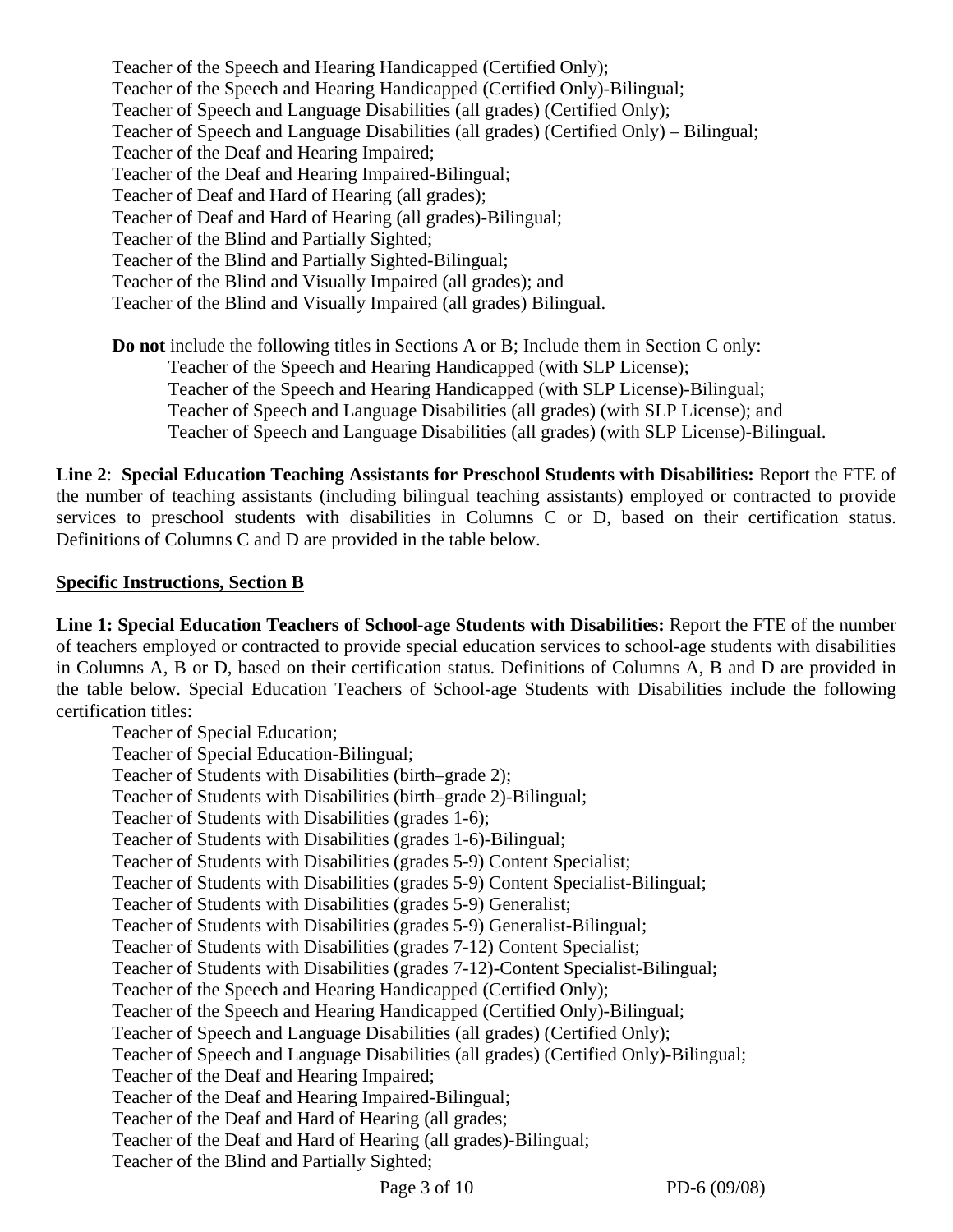Teacher of the Speech and Hearing Handicapped (Certified Only);
Teacher of the Speech and Hearing Handicapped (Certified Only)-Bilingual;
Teacher of Speech and Language Disabilities (all grades) (Certified Only);
Teacher of Speech and Language Disabilities (all grades) (Certified Only) – Bilingual;
Teacher of the Deaf and Hearing Impaired;
Teacher of the Deaf and Hearing Impaired-Bilingual;
Teacher of Deaf and Hard of Hearing (all grades);
Teacher of Deaf and Hard of Hearing (all grades)-Bilingual;
Teacher of the Blind and Partially Sighted;
Teacher of the Blind and Partially Sighted-Bilingual;
Teacher of the Blind and Visually Impaired (all grades); and
Teacher of the Blind and Visually Impaired (all grades) Bilingual.

**Do not** include the following titles in Sections A or B; Include them in Section C only:
Teacher of the Speech and Hearing Handicapped (with SLP License);
Teacher of the Speech and Hearing Handicapped (with SLP License)-Bilingual;
Teacher of Speech and Language Disabilities (all grades) (with SLP License); and
Teacher of Speech and Language Disabilities (all grades) (with SLP License)-Bilingual.

**Line 2**: **Special Education Teaching Assistants for Preschool Students with Disabilities:** Report the FTE of the number of teaching assistants (including bilingual teaching assistants) employed or contracted to provide services to preschool students with disabilities in Columns C or D, based on their certification status. Definitions of Columns C and D are provided in the table below.

**Specific Instructions, Section B**

**Line 1: Special Education Teachers of School-age Students with Disabilities:** Report the FTE of the number of teachers employed or contracted to provide special education services to school-age students with disabilities in Columns A, B or D, based on their certification status. Definitions of Columns A, B and D are provided in the table below. Special Education Teachers of School-age Students with Disabilities include the following certification titles:

Teacher of Special Education;
Teacher of Special Education-Bilingual;
Teacher of Students with Disabilities (birth–grade 2);
Teacher of Students with Disabilities (birth–grade 2)-Bilingual;
Teacher of Students with Disabilities (grades 1-6);
Teacher of Students with Disabilities (grades 1-6)-Bilingual;
Teacher of Students with Disabilities (grades 5-9) Content Specialist;
Teacher of Students with Disabilities (grades 5-9) Content Specialist-Bilingual;
Teacher of Students with Disabilities (grades 5-9) Generalist;
Teacher of Students with Disabilities (grades 5-9) Generalist-Bilingual;
Teacher of Students with Disabilities (grades 7-12) Content Specialist;
Teacher of Students with Disabilities (grades 7-12)-Content Specialist-Bilingual;
Teacher of the Speech and Hearing Handicapped (Certified Only);
Teacher of the Speech and Hearing Handicapped (Certified Only)-Bilingual;
Teacher of Speech and Language Disabilities (all grades) (Certified Only);
Teacher of Speech and Language Disabilities (all grades) (Certified Only)-Bilingual;
Teacher of the Deaf and Hearing Impaired;
Teacher of the Deaf and Hearing Impaired-Bilingual;
Teacher of the Deaf and Hard of Hearing (all grades;
Teacher of the Deaf and Hard of Hearing (all grades)-Bilingual;
Teacher of the Blind and Partially Sighted;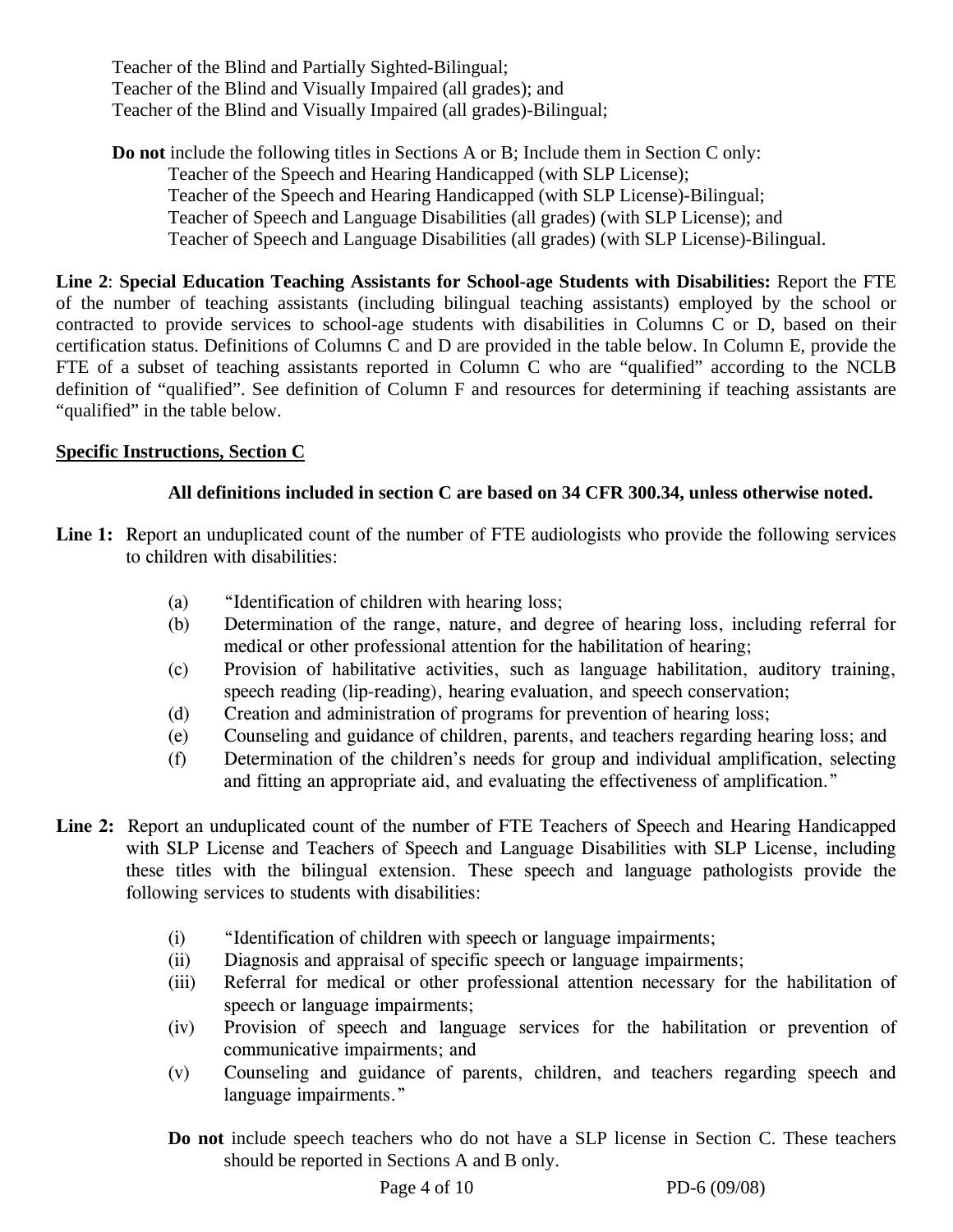Teacher of the Blind and Partially Sighted-Bilingual;
Teacher of the Blind and Visually Impaired (all grades); and
Teacher of the Blind and Visually Impaired (all grades)-Bilingual;

**Do not** include the following titles in Sections A or B; Include them in Section C only:
- Teacher of the Speech and Hearing Handicapped (with SLP License);
- Teacher of the Speech and Hearing Handicapped (with SLP License)-Bilingual;
- Teacher of Speech and Language Disabilities (all grades) (with SLP License); and
- Teacher of Speech and Language Disabilities (all grades) (with SLP License)-Bilingual.

**Line 2**: **Special Education Teaching Assistants for School-age Students with Disabilities:** Report the FTE of the number of teaching assistants (including bilingual teaching assistants) employed by the school or contracted to provide services to school-age students with disabilities in Columns C or D, based on their certification status. Definitions of Columns C and D are provided in the table below. In Column E, provide the FTE of a subset of teaching assistants reported in Column C who are "qualified" according to the NCLB definition of "qualified". See definition of Column F and resources for determining if teaching assistants are "qualified" in the table below.

<u>**Specific Instructions, Section C**</u>

**All definitions included in section C are based on 34 CFR 300.34, unless otherwise noted.**

**Line 1:** Report an unduplicated count of the number of FTE audiologists who provide the following services to children with disabilities:

(a) "Identification of children with hearing loss;
(b) Determination of the range, nature, and degree of hearing loss, including referral for medical or other professional attention for the habilitation of hearing;
(c) Provision of habilitative activities, such as language habilitation, auditory training, speech reading (lip-reading), hearing evaluation, and speech conservation;
(d) Creation and administration of programs for prevention of hearing loss;
(e) Counseling and guidance of children, parents, and teachers regarding hearing loss; and
(f) Determination of the children's needs for group and individual amplification, selecting and fitting an appropriate aid, and evaluating the effectiveness of amplification."

**Line 2:** Report an unduplicated count of the number of FTE Teachers of Speech and Hearing Handicapped with SLP License and Teachers of Speech and Language Disabilities with SLP License, including these titles with the bilingual extension. These speech and language pathologists provide the following services to students with disabilities:

(i) "Identification of children with speech or language impairments;
(ii) Diagnosis and appraisal of specific speech or language impairments;
(iii) Referral for medical or other professional attention necessary for the habilitation of speech or language impairments;
(iv) Provision of speech and language services for the habilitation or prevention of communicative impairments; and
(v) Counseling and guidance of parents, children, and teachers regarding speech and language impairments."

**Do not** include speech teachers who do not have a SLP license in Section C. These teachers should be reported in Sections A and B only.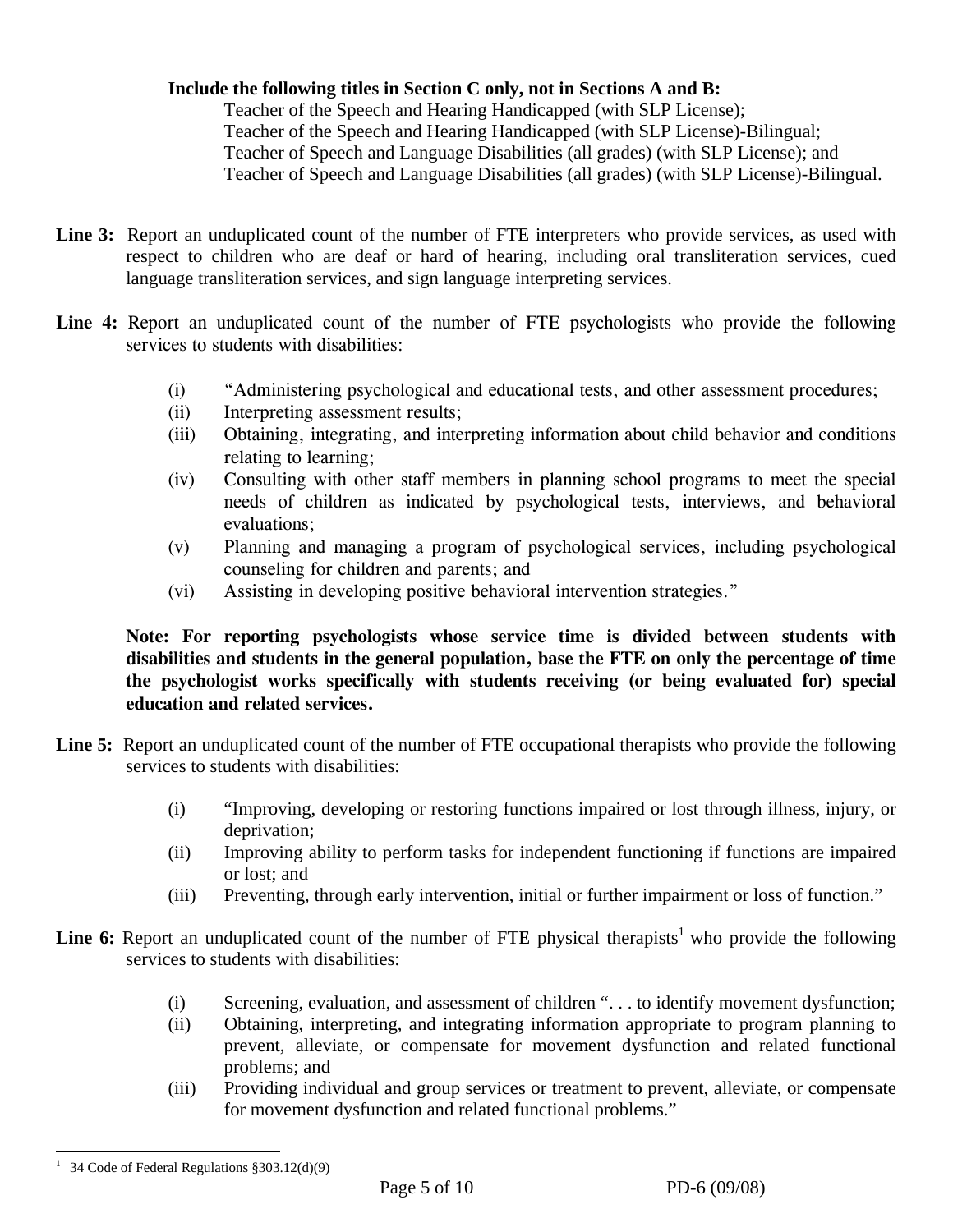**Include the following titles in Section C only, not in Sections A and B:**

Teacher of the Speech and Hearing Handicapped (with SLP License);
Teacher of the Speech and Hearing Handicapped (with SLP License)-Bilingual;
Teacher of Speech and Language Disabilities (all grades) (with SLP License); and
Teacher of Speech and Language Disabilities (all grades) (with SLP License)-Bilingual.

**Line 3:** Report an unduplicated count of the number of FTE interpreters who provide services, as used with respect to children who are deaf or hard of hearing, including oral transliteration services, cued language transliteration services, and sign language interpreting services.

**Line 4:** Report an unduplicated count of the number of FTE psychologists who provide the following services to students with disabilities:

(i) "Administering psychological and educational tests, and other assessment procedures;
(ii) Interpreting assessment results;
(iii) Obtaining, integrating, and interpreting information about child behavior and conditions relating to learning;
(iv) Consulting with other staff members in planning school programs to meet the special needs of children as indicated by psychological tests, interviews, and behavioral evaluations;
(v) Planning and managing a program of psychological services, including psychological counseling for children and parents; and
(vi) Assisting in developing positive behavioral intervention strategies."

**Note: For reporting psychologists whose service time is divided between students with disabilities and students in the general population, base the FTE on only the percentage of time the psychologist works specifically with students receiving (or being evaluated for) special education and related services.**

**Line 5:** Report an unduplicated count of the number of FTE occupational therapists who provide the following services to students with disabilities:

(i) "Improving, developing or restoring functions impaired or lost through illness, injury, or deprivation;
(ii) Improving ability to perform tasks for independent functioning if functions are impaired or lost; and
(iii) Preventing, through early intervention, initial or further impairment or loss of function."

**Line 6:** Report an unduplicated count of the number of FTE physical therapists[1] who provide the following services to students with disabilities:

(i) Screening, evaluation, and assessment of children ". . . to identify movement dysfunction;
(ii) Obtaining, interpreting, and integrating information appropriate to program planning to prevent, alleviate, or compensate for movement dysfunction and related functional problems; and
(iii) Providing individual and group services or treatment to prevent, alleviate, or compensate for movement dysfunction and related functional problems."

[1] 34 Code of Federal Regulations §303.12(d)(9)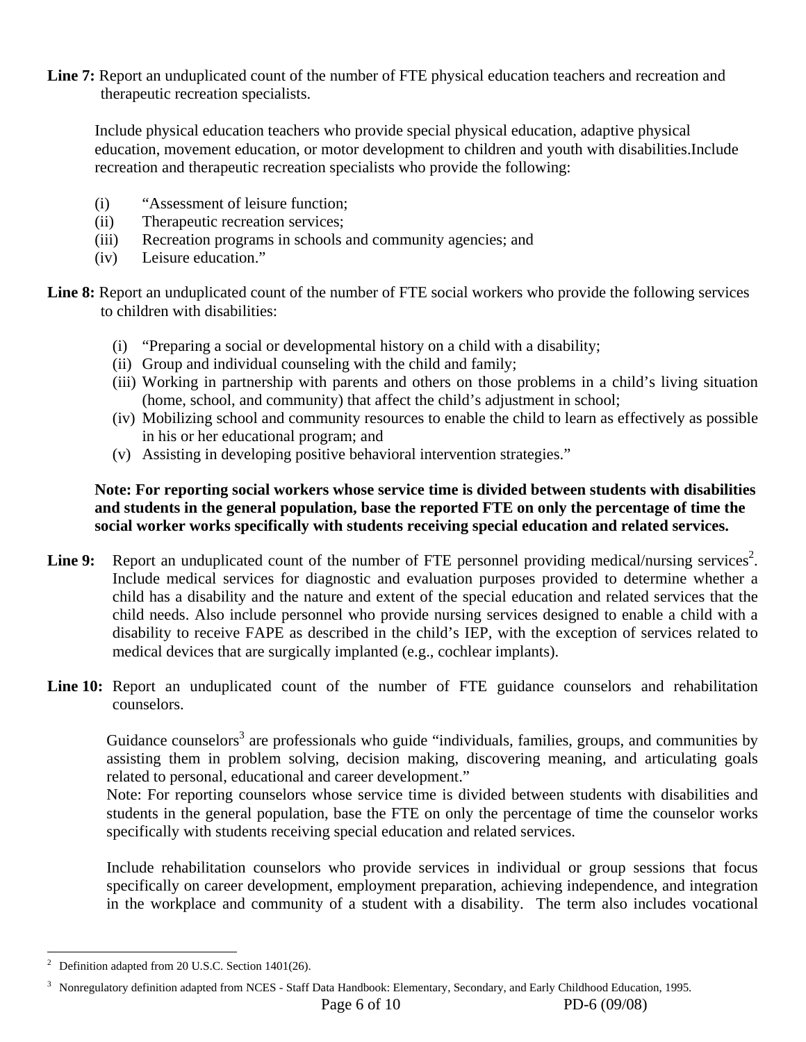**Line 7:** Report an unduplicated count of the number of FTE physical education teachers and recreation and therapeutic recreation specialists.

Include physical education teachers who provide special physical education, adaptive physical education, movement education, or motor development to children and youth with disabilities.Include recreation and therapeutic recreation specialists who provide the following:

(i) "Assessment of leisure function;
(ii) Therapeutic recreation services;
(iii) Recreation programs in schools and community agencies; and
(iv) Leisure education."

**Line 8:** Report an unduplicated count of the number of FTE social workers who provide the following services to children with disabilities:

(i) "Preparing a social or developmental history on a child with a disability;
(ii) Group and individual counseling with the child and family;
(iii) Working in partnership with parents and others on those problems in a child's living situation (home, school, and community) that affect the child's adjustment in school;
(iv) Mobilizing school and community resources to enable the child to learn as effectively as possible in his or her educational program; and
(v) Assisting in developing positive behavioral intervention strategies."

**Note: For reporting social workers whose service time is divided between students with disabilities and students in the general population, base the reported FTE on only the percentage of time the social worker works specifically with students receiving special education and related services.**

**Line 9:** Report an unduplicated count of the number of FTE personnel providing medical/nursing services[2]. Include medical services for diagnostic and evaluation purposes provided to determine whether a child has a disability and the nature and extent of the special education and related services that the child needs. Also include personnel who provide nursing services designed to enable a child with a disability to receive FAPE as described in the child's IEP, with the exception of services related to medical devices that are surgically implanted (e.g., cochlear implants).

**Line 10:** Report an unduplicated count of the number of FTE guidance counselors and rehabilitation counselors.

Guidance counselors[3] are professionals who guide "individuals, families, groups, and communities by assisting them in problem solving, decision making, discovering meaning, and articulating goals related to personal, educational and career development."
Note: For reporting counselors whose service time is divided between students with disabilities and students in the general population, base the FTE on only the percentage of time the counselor works specifically with students receiving special education and related services.

Include rehabilitation counselors who provide services in individual or group sessions that focus specifically on career development, employment preparation, achieving independence, and integration in the workplace and community of a student with a disability. The term also includes vocational

---

[2] Definition adapted from 20 U.S.C. Section 1401(26).

[3] Nonregulatory definition adapted from NCES - Staff Data Handbook: Elementary, Secondary, and Early Childhood Education, 1995.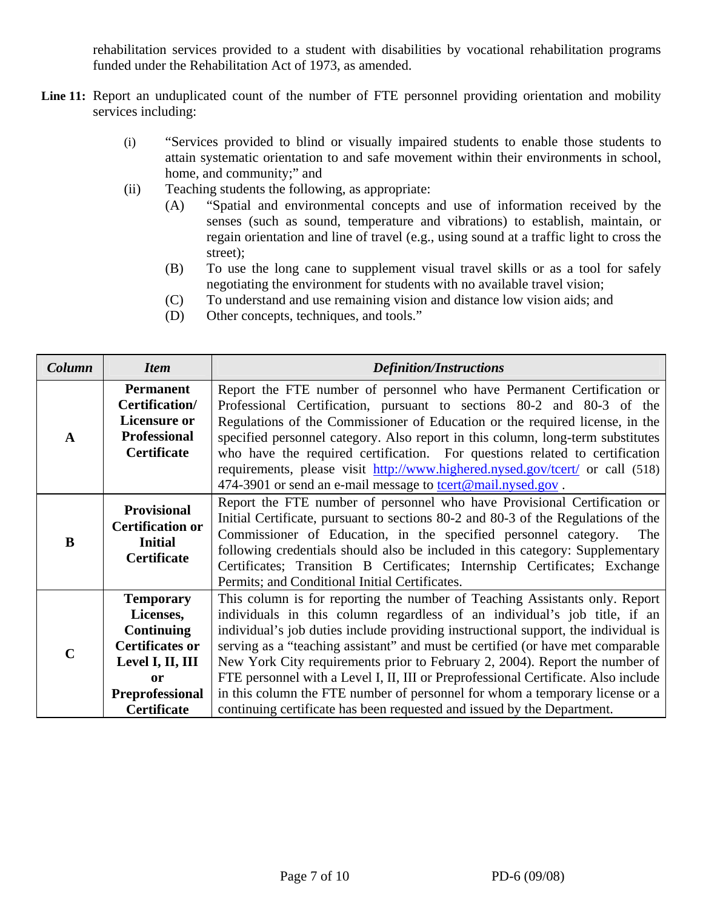rehabilitation services provided to a student with disabilities by vocational rehabilitation programs funded under the Rehabilitation Act of 1973, as amended.

**Line 11:** Report an unduplicated count of the number of FTE personnel providing orientation and mobility services including:

(i) "Services provided to blind or visually impaired students to enable those students to attain systematic orientation to and safe movement within their environments in school, home, and community;" and

(ii) Teaching students the following, as appropriate:

(A) "Spatial and environmental concepts and use of information received by the senses (such as sound, temperature and vibrations) to establish, maintain, or regain orientation and line of travel (e.g., using sound at a traffic light to cross the street);

(B) To use the long cane to supplement visual travel skills or as a tool for safely negotiating the environment for students with no available travel vision;

(C) To understand and use remaining vision and distance low vision aids; and

(D) Other concepts, techniques, and tools."

| *Column* | *Item* | *Definition/Instructions* |
|---|---|---|
| **A** | **Permanent Certification/ Licensure or Professional Certificate** | Report the FTE number of personnel who have Permanent Certification or Professional Certification, pursuant to sections 80-2 and 80-3 of the Regulations of the Commissioner of Education or the required license, in the specified personnel category. Also report in this column, long-term substitutes who have the required certification. For questions related to certification requirements, please visit http://www.highered.nysed.gov/tcert/ or call (518) 474-3901 or send an e-mail message to tcert@mail.nysed.gov . |
| **B** | **Provisional Certification or Initial Certificate** | Report the FTE number of personnel who have Provisional Certification or Initial Certificate, pursuant to sections 80-2 and 80-3 of the Regulations of the Commissioner of Education, in the specified personnel category. The following credentials should also be included in this category: Supplementary Certificates; Transition B Certificates; Internship Certificates; Exchange Permits; and Conditional Initial Certificates. |
| **C** | **Temporary Licenses, Continuing Certificates or Level I, II, III or Preprofessional Certificate** | This column is for reporting the number of Teaching Assistants only. Report individuals in this column regardless of an individual's job title, if an individual's job duties include providing instructional support, the individual is serving as a "teaching assistant" and must be certified (or have met comparable New York City requirements prior to February 2, 2004). Report the number of FTE personnel with a Level I, II, III or Preprofessional Certificate. Also include in this column the FTE number of personnel for whom a temporary license or a continuing certificate has been requested and issued by the Department. |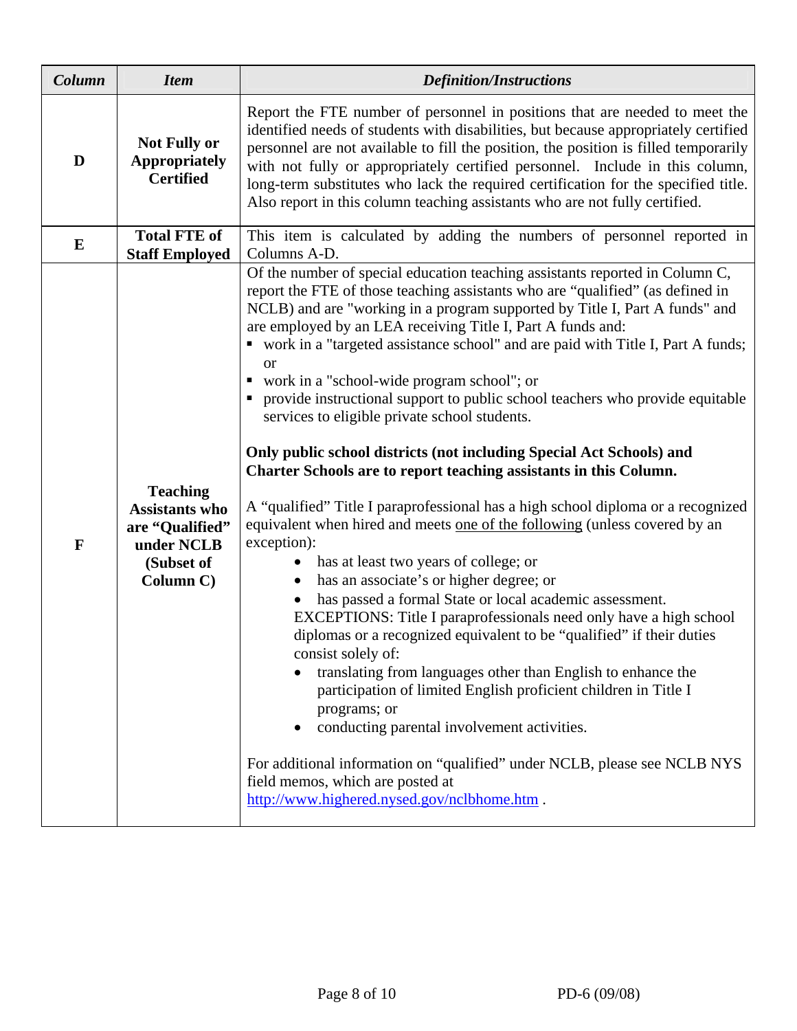| *Column* | *Item* | *Definition/Instructions* |
|---|---|---|
| **D** | **Not Fully or Appropriately Certified** | Report the FTE number of personnel in positions that are needed to meet the identified needs of students with disabilities, but because appropriately certified personnel are not available to fill the position, the position is filled temporarily with not fully or appropriately certified personnel. Include in this column, long-term substitutes who lack the required certification for the specified title. Also report in this column teaching assistants who are not fully certified. |
| **E** | **Total FTE of Staff Employed** | This item is calculated by adding the numbers of personnel reported in Columns A-D. |
| **F** | **Teaching Assistants who are "Qualified" under NCLB (Subset of Column C)** | Of the number of special education teaching assistants reported in Column C, report the FTE of those teaching assistants who are "qualified" (as defined in NCLB) and are "working in a program supported by Title I, Part A funds" and are employed by an LEA receiving Title I, Part A funds and:<br>▪ work in a "targeted assistance school" and are paid with Title I, Part A funds; or<br>▪ work in a "school-wide program school"; or<br>▪ provide instructional support to public school teachers who provide equitable services to eligible private school students.<br><br>**Only public school districts (not including Special Act Schools) and Charter Schools are to report teaching assistants in this Column.**<br><br>A "qualified" Title I paraprofessional has a high school diploma or a recognized equivalent when hired and meets <u>one of the following</u> (unless covered by an exception):<br>• has at least two years of college; or<br>• has an associate's or higher degree; or<br>• has passed a formal State or local academic assessment.<br>EXCEPTIONS: Title I paraprofessionals need only have a high school diplomas or a recognized equivalent to be "qualified" if their duties consist solely of:<br>• translating from languages other than English to enhance the participation of limited English proficient children in Title I programs; or<br>• conducting parental involvement activities.<br><br>For additional information on "qualified" under NCLB, please see NCLB NYS field memos, which are posted at http://www.highered.nysed.gov/nclbhome.htm . |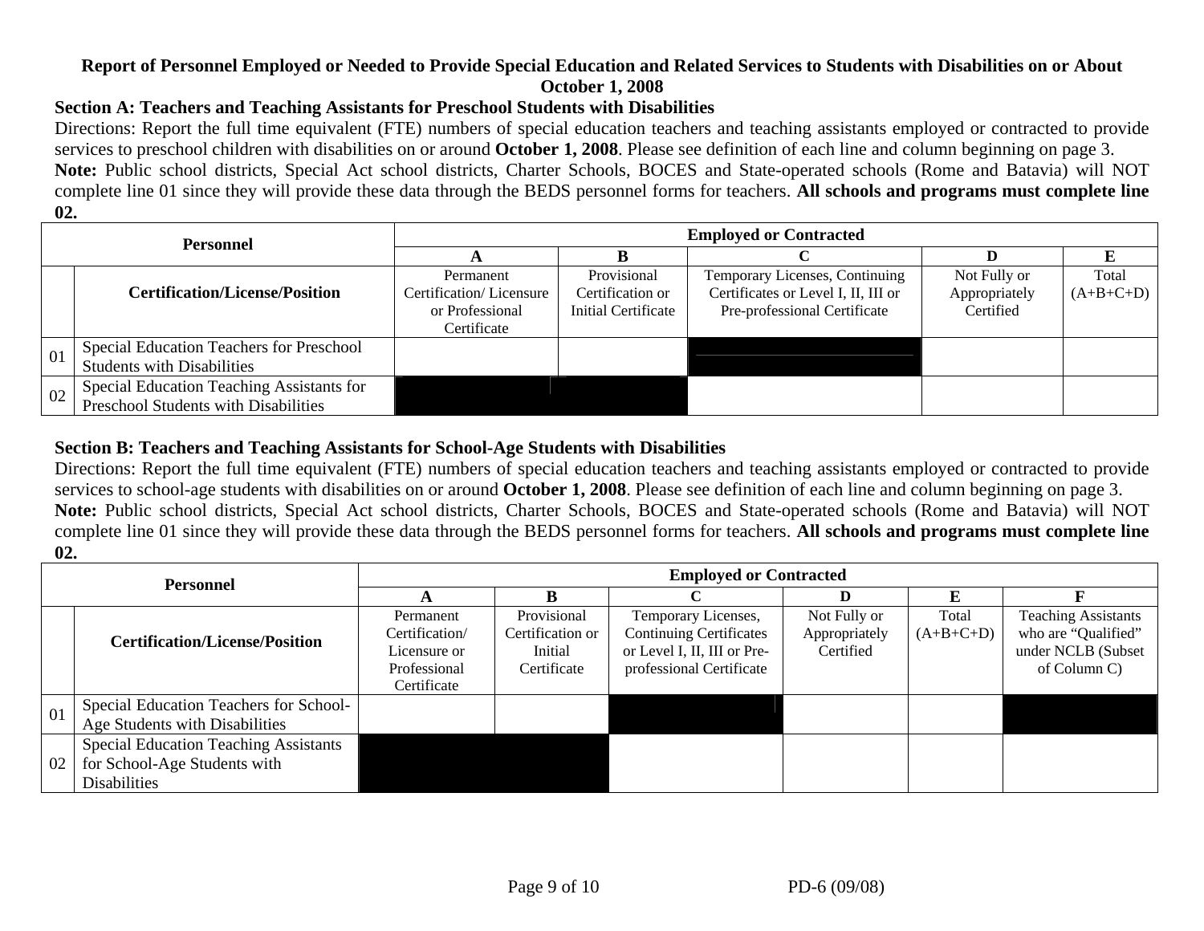## Report of Personnel Employed or Needed to Provide Special Education and Related Services to Students with Disabilities on or About October 1, 2008

### Section A: Teachers and Teaching Assistants for Preschool Students with Disabilities

Directions: Report the full time equivalent (FTE) numbers of special education teachers and teaching assistants employed or contracted to provide services to preschool children with disabilities on or around **October 1, 2008**. Please see definition of each line and column beginning on page 3.

**Note:** Public school districts, Special Act school districts, Charter Schools, BOCES and State-operated schools (Rome and Batavia) will NOT complete line 01 since they will provide these data through the BEDS personnel forms for teachers. **All schools and programs must complete line 02.**

| Personnel | | Employed or Contracted | | | | |
|---|---|---|---|---|---|---|
| | | A | B | C | D | E |
| | Certification/License/Position | Permanent Certification/ Licensure or Professional Certificate | Provisional Certification or Initial Certificate | Temporary Licenses, Continuing Certificates or Level I, II, III or Pre-professional Certificate | Not Fully or Appropriately Certified | Total (A+B+C+D) |
| 01 | Special Education Teachers for Preschool Students with Disabilities | | | | | |
| 02 | Special Education Teaching Assistants for Preschool Students with Disabilities | | | | | |

### Section B: Teachers and Teaching Assistants for School-Age Students with Disabilities

Directions: Report the full time equivalent (FTE) numbers of special education teachers and teaching assistants employed or contracted to provide services to school-age students with disabilities on or around **October 1, 2008**. Please see definition of each line and column beginning on page 3.

**Note:** Public school districts, Special Act school districts, Charter Schools, BOCES and State-operated schools (Rome and Batavia) will NOT complete line 01 since they will provide these data through the BEDS personnel forms for teachers. **All schools and programs must complete line 02.**

| Personnel | | Employed or Contracted | | | | | |
|---|---|---|---|---|---|---|---|
| | | A | B | C | D | E | F |
| | Certification/License/Position | Permanent Certification/ Licensure or Professional Certificate | Provisional Certification or Initial Certificate | Temporary Licenses, Continuing Certificates or Level I, II, III or Pre-professional Certificate | Not Fully or Appropriately Certified | Total (A+B+C+D) | Teaching Assistants who are "Qualified" under NCLB (Subset of Column C) |
| 01 | Special Education Teachers for School-Age Students with Disabilities | | | | | | |
| 02 | Special Education Teaching Assistants for School-Age Students with Disabilities | | | | | | |

PD-6 (09/08)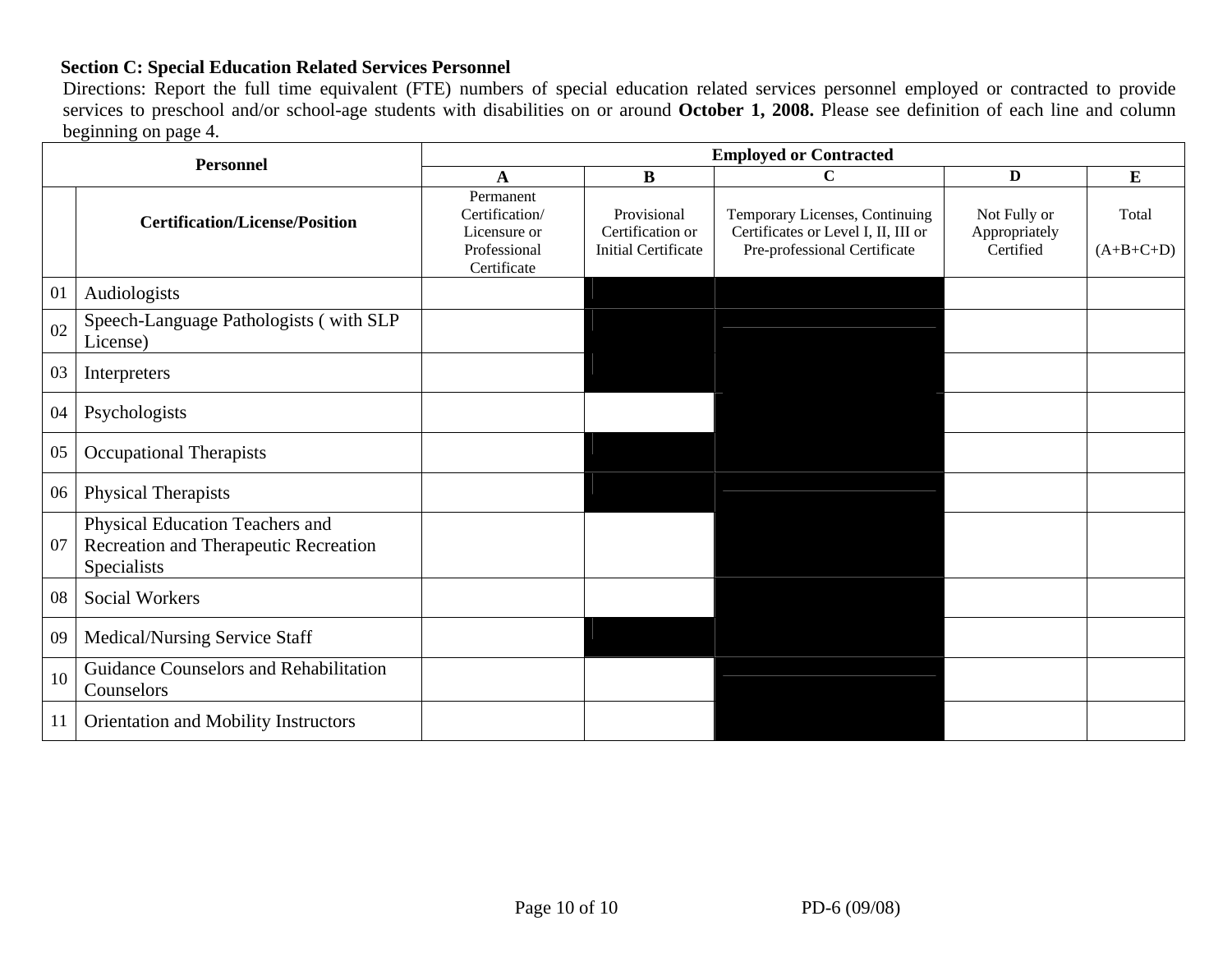**Section C: Special Education Related Services Personnel**

Directions: Report the full time equivalent (FTE) numbers of special education related services personnel employed or contracted to provide services to preschool and/or school-age students with disabilities on or around **October 1, 2008.** Please see definition of each line and column beginning on page 4.

| Personnel | | Employed or Contracted | | | | |
|---|---|---|---|---|---|---|
| | | A | B | C | D | E |
| | Certification/License/Position | Permanent Certification/ Licensure or Professional Certificate | Provisional Certification or Initial Certificate | Temporary Licenses, Continuing Certificates or Level I, II, III or Pre-professional Certificate | Not Fully or Appropriately Certified | Total (A+B+C+D) |
| 01 | Audiologists | | | | | |
| 02 | Speech-Language Pathologists ( with SLP License) | | | | | |
| 03 | Interpreters | | | | | |
| 04 | Psychologists | | | | | |
| 05 | Occupational Therapists | | | | | |
| 06 | Physical Therapists | | | | | |
| 07 | Physical Education Teachers and Recreation and Therapeutic Recreation Specialists | | | | | |
| 08 | Social Workers | | | | | |
| 09 | Medical/Nursing Service Staff | | | | | |
| 10 | Guidance Counselors and Rehabilitation Counselors | | | | | |
| 11 | Orientation and Mobility Instructors | | | | | |

PD-6 (09/08)